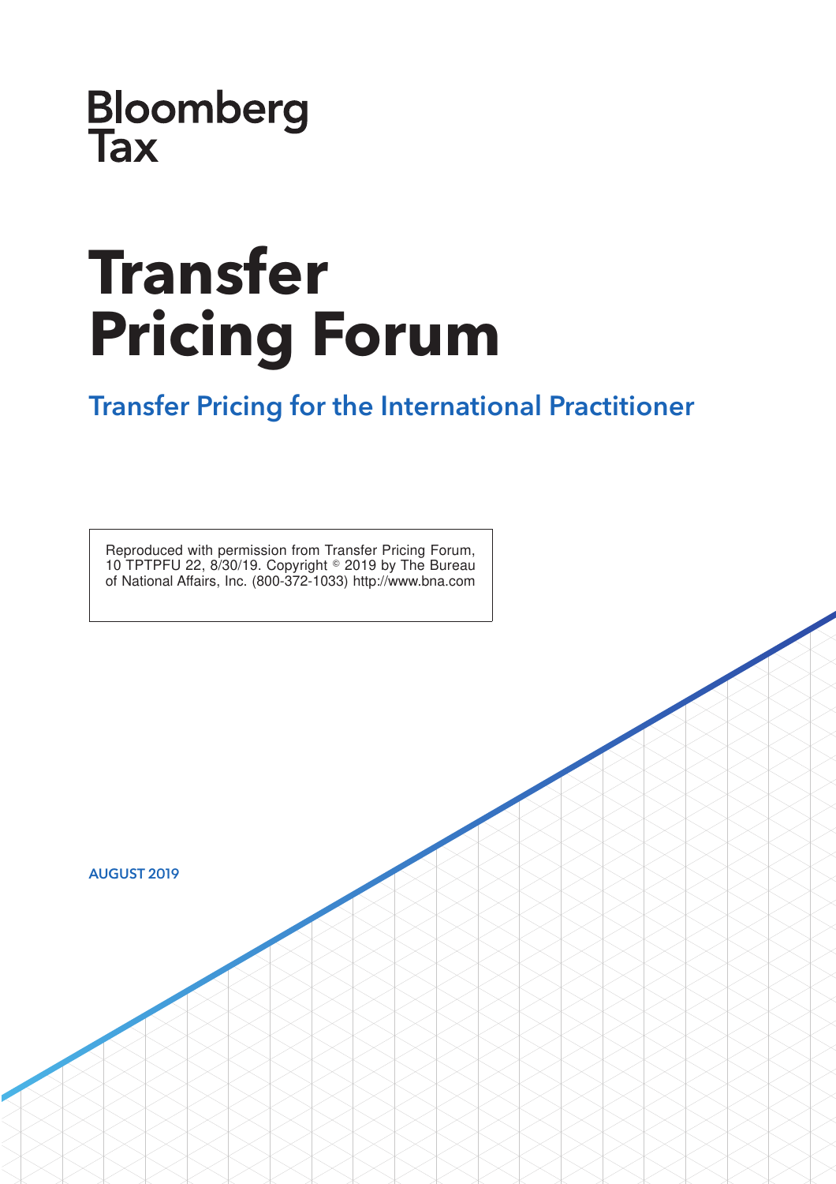Bloomberg Tax

# Transfer Pricing Forum

## Transfer Pricing for the International Practitioner

Reproduced with permission from Transfer Pricing Forum, 10 TPTPFU 22, 8/30/19. Copyright © 2019 by The Bureau of National Affairs, Inc. (800-372-1033) http://www.bna.com

AUGUST 2019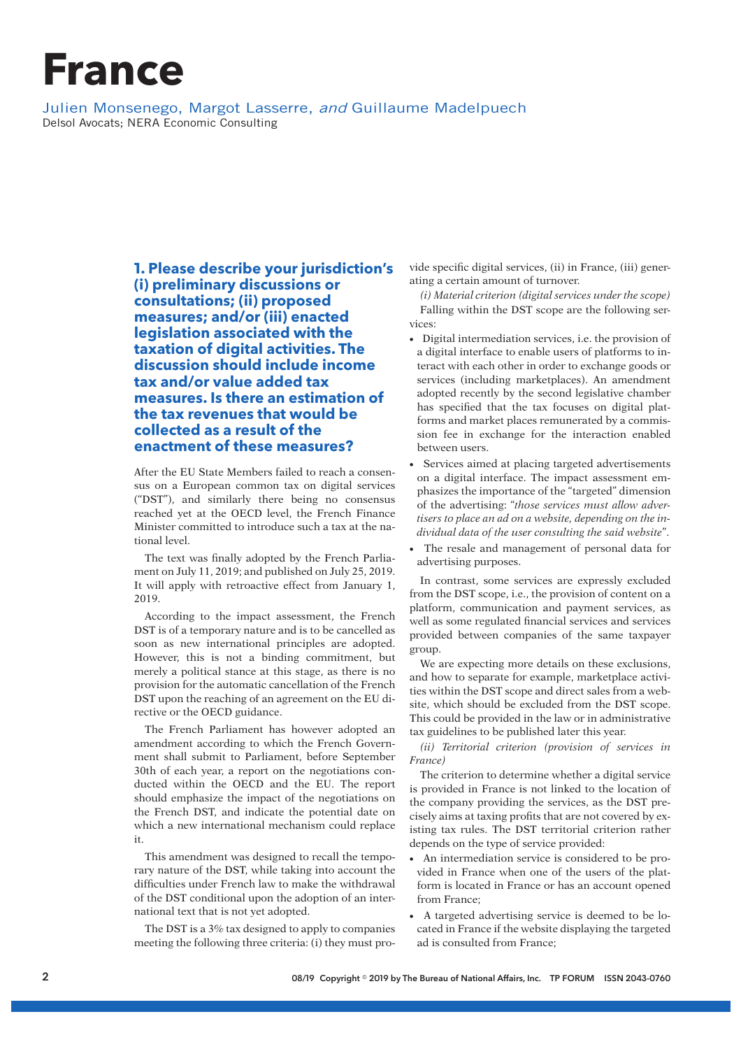# France

Julien Monsenego, Margot Lasserre, *and* Guillaume Madelpuech
Delsol Avocats; NERA Economic Consulting

## 1. Please describe your jurisdiction's (i) preliminary discussions or consultations; (ii) proposed measures; and/or (iii) enacted legislation associated with the taxation of digital activities. The discussion should include income tax and/or value added tax measures. Is there an estimation of the tax revenues that would be collected as a result of the enactment of these measures?

After the EU State Members failed to reach a consensus on a European common tax on digital services ("DST"), and similarly there being no consensus reached yet at the OECD level, the French Finance Minister committed to introduce such a tax at the national level.

The text was finally adopted by the French Parliament on July 11, 2019; and published on July 25, 2019. It will apply with retroactive effect from January 1, 2019.

According to the impact assessment, the French DST is of a temporary nature and is to be cancelled as soon as new international principles are adopted. However, this is not a binding commitment, but merely a political stance at this stage, as there is no provision for the automatic cancellation of the French DST upon the reaching of an agreement on the EU directive or the OECD guidance.

The French Parliament has however adopted an amendment according to which the French Government shall submit to Parliament, before September 30th of each year, a report on the negotiations conducted within the OECD and the EU. The report should emphasize the impact of the negotiations on the French DST, and indicate the potential date on which a new international mechanism could replace it.

This amendment was designed to recall the temporary nature of the DST, while taking into account the difficulties under French law to make the withdrawal of the DST conditional upon the adoption of an international text that is not yet adopted.

The DST is a 3% tax designed to apply to companies meeting the following three criteria: (i) they must provide specific digital services, (ii) in France, (iii) generating a certain amount of turnover.

*(i) Material criterion (digital services under the scope)*

Falling within the DST scope are the following services:

- Digital intermediation services, i.e. the provision of a digital interface to enable users of platforms to interact with each other in order to exchange goods or services (including marketplaces). An amendment adopted recently by the second legislative chamber has specified that the tax focuses on digital platforms and market places remunerated by a commission fee in exchange for the interaction enabled between users.
- Services aimed at placing targeted advertisements on a digital interface. The impact assessment emphasizes the importance of the "targeted" dimension of the advertising: *"those services must allow advertisers to place an ad on a website, depending on the individual data of the user consulting the said website"*.
- The resale and management of personal data for advertising purposes.

In contrast, some services are expressly excluded from the DST scope, i.e., the provision of content on a platform, communication and payment services, as well as some regulated financial services and services provided between companies of the same taxpayer group.

We are expecting more details on these exclusions, and how to separate for example, marketplace activities within the DST scope and direct sales from a website, which should be excluded from the DST scope. This could be provided in the law or in administrative tax guidelines to be published later this year.

*(ii) Territorial criterion (provision of services in France)*

The criterion to determine whether a digital service is provided in France is not linked to the location of the company providing the services, as the DST precisely aims at taxing profits that are not covered by existing tax rules. The DST territorial criterion rather depends on the type of service provided:

- An intermediation service is considered to be provided in France when one of the users of the platform is located in France or has an account opened from France;
- A targeted advertising service is deemed to be located in France if the website displaying the targeted ad is consulted from France;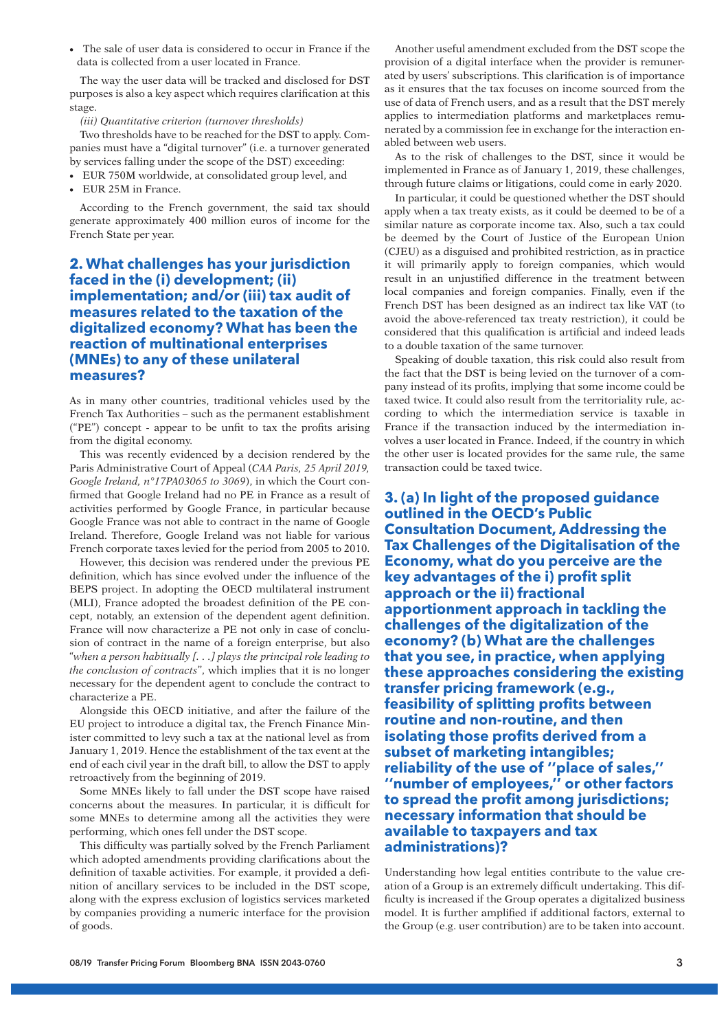- The sale of user data is considered to occur in France if the data is collected from a user located in France.

The way the user data will be tracked and disclosed for DST purposes is also a key aspect which requires clarification at this stage.

*(iii) Quantitative criterion (turnover thresholds)*

Two thresholds have to be reached for the DST to apply. Companies must have a "digital turnover" (i.e. a turnover generated by services falling under the scope of the DST) exceeding:

- EUR 750M worldwide, at consolidated group level, and
- EUR 25M in France.

According to the French government, the said tax should generate approximately 400 million euros of income for the French State per year.

## 2. What challenges has your jurisdiction faced in the (i) development; (ii) implementation; and/or (iii) tax audit of measures related to the taxation of the digitalized economy? What has been the reaction of multinational enterprises (MNEs) to any of these unilateral measures?

As in many other countries, traditional vehicles used by the French Tax Authorities – such as the permanent establishment ("PE") concept - appear to be unfit to tax the profits arising from the digital economy.

This was recently evidenced by a decision rendered by the Paris Administrative Court of Appeal (*CAA Paris, 25 April 2019, Google Ireland, n°17PA03065 to 3069*), in which the Court confirmed that Google Ireland had no PE in France as a result of activities performed by Google France, in particular because Google France was not able to contract in the name of Google Ireland. Therefore, Google Ireland was not liable for various French corporate taxes levied for the period from 2005 to 2010.

However, this decision was rendered under the previous PE definition, which has since evolved under the influence of the BEPS project. In adopting the OECD multilateral instrument (MLI), France adopted the broadest definition of the PE concept, notably, an extension of the dependent agent definition. France will now characterize a PE not only in case of conclusion of contract in the name of a foreign enterprise, but also "*when a person habitually [. . .] plays the principal role leading to the conclusion of contracts*", which implies that it is no longer necessary for the dependent agent to conclude the contract to characterize a PE.

Alongside this OECD initiative, and after the failure of the EU project to introduce a digital tax, the French Finance Minister committed to levy such a tax at the national level as from January 1, 2019. Hence the establishment of the tax event at the end of each civil year in the draft bill, to allow the DST to apply retroactively from the beginning of 2019.

Some MNEs likely to fall under the DST scope have raised concerns about the measures. In particular, it is difficult for some MNEs to determine among all the activities they were performing, which ones fell under the DST scope.

This difficulty was partially solved by the French Parliament which adopted amendments providing clarifications about the definition of taxable activities. For example, it provided a definition of ancillary services to be included in the DST scope, along with the express exclusion of logistics services marketed by companies providing a numeric interface for the provision of goods.

Another useful amendment excluded from the DST scope the provision of a digital interface when the provider is remunerated by users' subscriptions. This clarification is of importance as it ensures that the tax focuses on income sourced from the use of data of French users, and as a result that the DST merely applies to intermediation platforms and marketplaces remunerated by a commission fee in exchange for the interaction enabled between web users.

As to the risk of challenges to the DST, since it would be implemented in France as of January 1, 2019, these challenges, through future claims or litigations, could come in early 2020.

In particular, it could be questioned whether the DST should apply when a tax treaty exists, as it could be deemed to be of a similar nature as corporate income tax. Also, such a tax could be deemed by the Court of Justice of the European Union (CJEU) as a disguised and prohibited restriction, as in practice it will primarily apply to foreign companies, which would result in an unjustified difference in the treatment between local companies and foreign companies. Finally, even if the French DST has been designed as an indirect tax like VAT (to avoid the above-referenced tax treaty restriction), it could be considered that this qualification is artificial and indeed leads to a double taxation of the same turnover.

Speaking of double taxation, this risk could also result from the fact that the DST is being levied on the turnover of a company instead of its profits, implying that some income could be taxed twice. It could also result from the territoriality rule, according to which the intermediation service is taxable in France if the transaction induced by the intermediation involves a user located in France. Indeed, if the country in which the other user is located provides for the same rule, the same transaction could be taxed twice.

## 3. (a) In light of the proposed guidance outlined in the OECD's Public Consultation Document, Addressing the Tax Challenges of the Digitalisation of the Economy, what do you perceive are the key advantages of the i) profit split approach or the ii) fractional apportionment approach in tackling the challenges of the digitalization of the economy? (b) What are the challenges that you see, in practice, when applying these approaches considering the existing transfer pricing framework (e.g., feasibility of splitting profits between routine and non-routine, and then isolating those profits derived from a subset of marketing intangibles; reliability of the use of ''place of sales,'' ''number of employees,'' or other factors to spread the profit among jurisdictions; necessary information that should be available to taxpayers and tax administrations)?

Understanding how legal entities contribute to the value creation of a Group is an extremely difficult undertaking. This difficulty is increased if the Group operates a digitalized business model. It is further amplified if additional factors, external to the Group (e.g. user contribution) are to be taken into account.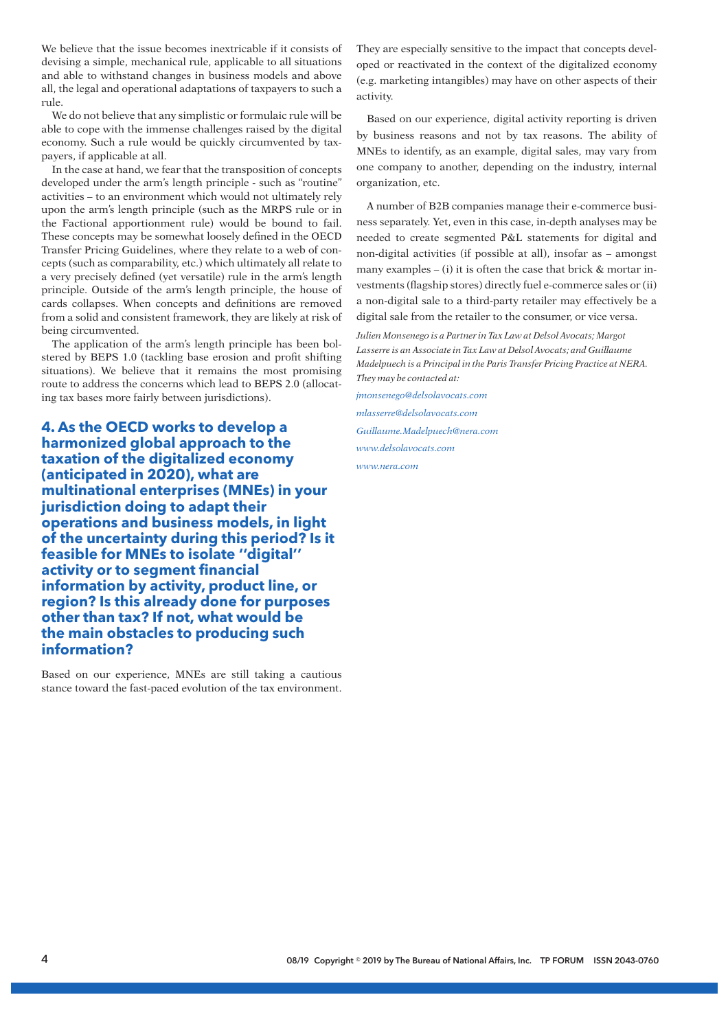We believe that the issue becomes inextricable if it consists of devising a simple, mechanical rule, applicable to all situations and able to withstand changes in business models and above all, the legal and operational adaptations of taxpayers to such a rule.

We do not believe that any simplistic or formulaic rule will be able to cope with the immense challenges raised by the digital economy. Such a rule would be quickly circumvented by taxpayers, if applicable at all.

In the case at hand, we fear that the transposition of concepts developed under the arm's length principle - such as "routine" activities – to an environment which would not ultimately rely upon the arm's length principle (such as the MRPS rule or in the Factional apportionment rule) would be bound to fail. These concepts may be somewhat loosely defined in the OECD Transfer Pricing Guidelines, where they relate to a web of concepts (such as comparability, etc.) which ultimately all relate to a very precisely defined (yet versatile) rule in the arm's length principle. Outside of the arm's length principle, the house of cards collapses. When concepts and definitions are removed from a solid and consistent framework, they are likely at risk of being circumvented.

The application of the arm's length principle has been bolstered by BEPS 1.0 (tackling base erosion and profit shifting situations). We believe that it remains the most promising route to address the concerns which lead to BEPS 2.0 (allocating tax bases more fairly between jurisdictions).

## 4. As the OECD works to develop a harmonized global approach to the taxation of the digitalized economy (anticipated in 2020), what are multinational enterprises (MNEs) in your jurisdiction doing to adapt their operations and business models, in light of the uncertainty during this period? Is it feasible for MNEs to isolate "digital" activity or to segment financial information by activity, product line, or region? Is this already done for purposes other than tax? If not, what would be the main obstacles to producing such information?

Based on our experience, MNEs are still taking a cautious stance toward the fast-paced evolution of the tax environment. They are especially sensitive to the impact that concepts developed or reactivated in the context of the digitalized economy (e.g. marketing intangibles) may have on other aspects of their activity.

Based on our experience, digital activity reporting is driven by business reasons and not by tax reasons. The ability of MNEs to identify, as an example, digital sales, may vary from one company to another, depending on the industry, internal organization, etc.

A number of B2B companies manage their e-commerce business separately. Yet, even in this case, in-depth analyses may be needed to create segmented P&L statements for digital and non-digital activities (if possible at all), insofar as – amongst many examples – (i) it is often the case that brick & mortar investments (flagship stores) directly fuel e-commerce sales or (ii) a non-digital sale to a third-party retailer may effectively be a digital sale from the retailer to the consumer, or vice versa.

*Julien Monsenego is a Partner in Tax Law at Delsol Avocats; Margot Lasserre is an Associate in Tax Law at Delsol Avocats; and Guillaume Madelpuech is a Principal in the Paris Transfer Pricing Practice at NERA. They may be contacted at:*

*jmonsenego@delsolavocats.com*

*mlasserre@delsolavocats.com*

*Guillaume.Madelpuech@nera.com*

*www.delsolavocats.com*

*www.nera.com*